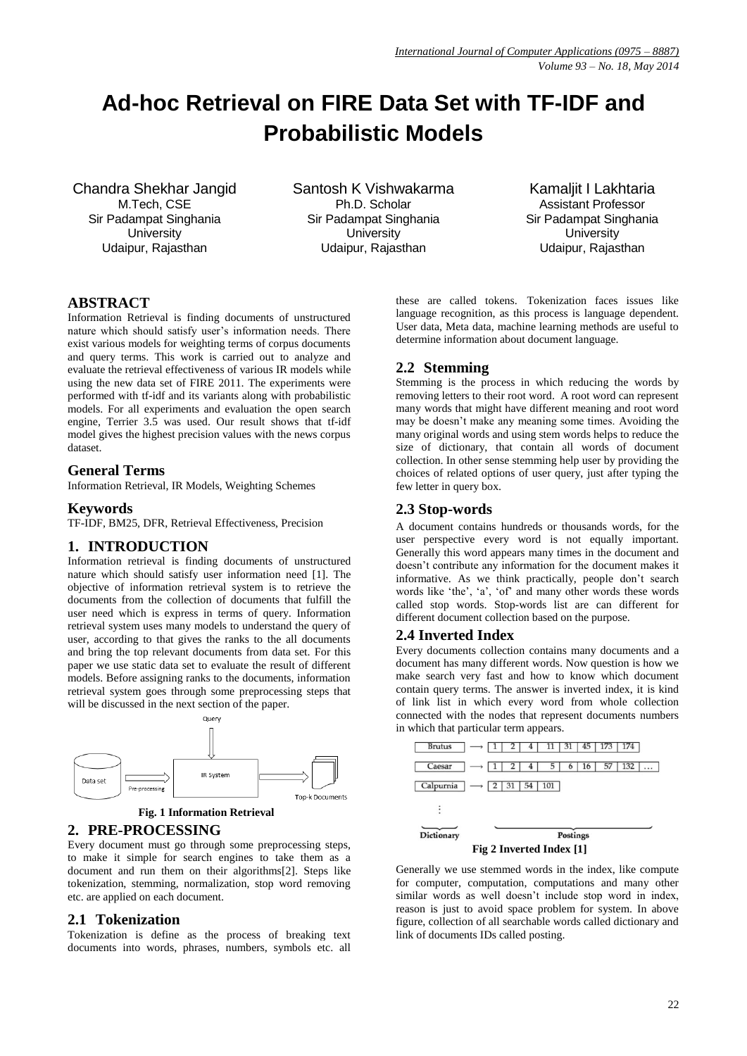# Ad-hoc Retrieval on FIRE Data Set with TF-IDF and Probabilistic Models

Chandra Shekhar Jangid
M.Tech, CSE
Sir Padampat Singhania University
Udaipur, Rajasthan

Santosh K Vishwakarma
Ph.D. Scholar
Sir Padampat Singhania University
Udaipur, Rajasthan

Kamaljit I Lakhtaria
Assistant Professor
Sir Padampat Singhania University
Udaipur, Rajasthan

## ABSTRACT

Information Retrieval is finding documents of unstructured nature which should satisfy user's information needs. There exist various models for weighting terms of corpus documents and query terms. This work is carried out to analyze and evaluate the retrieval effectiveness of various IR models while using the new data set of FIRE 2011. The experiments were performed with tf-idf and its variants along with probabilistic models. For all experiments and evaluation the open search engine, Terrier 3.5 was used. Our result shows that tf-idf model gives the highest precision values with the news corpus dataset.

## General Terms

Information Retrieval, IR Models, Weighting Schemes

## Keywords

TF-IDF, BM25, DFR, Retrieval Effectiveness, Precision

## 1. INTRODUCTION

Information retrieval is finding documents of unstructured nature which should satisfy user information need [1]. The objective of information retrieval system is to retrieve the documents from the collection of documents that fulfill the user need which is express in terms of query. Information retrieval system uses many models to understand the query of user, according to that gives the ranks to the all documents and bring the top relevant documents from data set. For this paper we use static data set to evaluate the result of different models. Before assigning ranks to the documents, information retrieval system goes through some preprocessing steps that will be discussed in the next section of the paper.

Query

Data set → Pre-processing → IR System → Top-k Documents

**Fig. 1 Information Retrieval**

## 2. PRE-PROCESSING

Every document must go through some preprocessing steps, to make it simple for search engines to take them as a document and run them on their algorithms[2]. Steps like tokenization, stemming, normalization, stop word removing etc. are applied on each document.

### 2.1 Tokenization

Tokenization is define as the process of breaking text documents into words, phrases, numbers, symbols etc. all these are called tokens. Tokenization faces issues like language recognition, as this process is language dependent. User data, Meta data, machine learning methods are useful to determine information about document language.

### 2.2 Stemming

Stemming is the process in which reducing the words by removing letters to their root word. A root word can represent many words that might have different meaning and root word may be doesn't make any meaning some times. Avoiding the many original words and using stem words helps to reduce the size of dictionary, that contain all words of document collection. In other sense stemming help user by providing the choices of related options of user query, just after typing the few letter in query box.

### 2.3 Stop-words

A document contains hundreds or thousands words, for the user perspective every word is not equally important. Generally this word appears many times in the document and doesn't contribute any information for the document makes it informative. As we think practically, people don't search words like 'the', 'a', 'of' and many other words these words called stop words. Stop-words list are can different for different document collection based on the purpose.

### 2.4 Inverted Index

Every documents collection contains many documents and a document has many different words. Now question is how we make search very fast and how to know which document contain query terms. The answer is inverted index, it is kind of link list in which every word from whole collection connected with the nodes that represent documents numbers in which that particular term appears.

| Dictionary | | Postings |
|---|---|---|
| Brutus | → | 1, 2, 4, 11, 31, 45, 173, 174 |
| Caesar | → | 1, 2, 4, 5, 6, 16, 57, 132, … |
| Calpurnia | → | 2, 31, 54, 101 |
| ⋮ | | |

**Fig 2 Inverted Index [1]**

Generally we use stemmed words in the index, like compute for computer, computation, computations and many other similar words as well doesn't include stop word in index, reason is just to avoid space problem for system. In above figure, collection of all searchable words called dictionary and link of documents IDs called posting.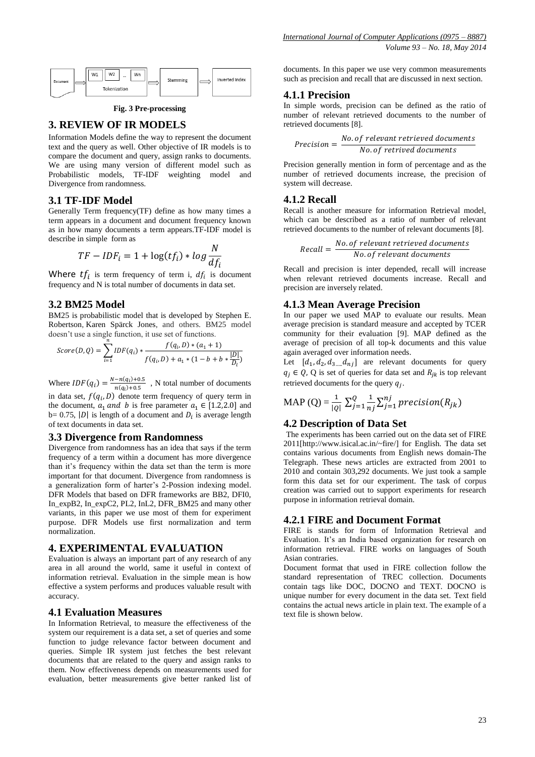Fig. 3 Pre-processing

## 3. REVIEW OF IR MODELS

Information Models define the way to represent the document text and the query as well. Other objective of IR models is to compare the document and query, assign ranks to documents. We are using many version of different model such as Probabilistic models, TF-IDF weighting model and Divergence from randomness.

### 3.1 TF-IDF Model

Generally Term frequency(TF) define as how many times a term appears in a document and document frequency known as in how many documents a term appears.TF-IDF model is describe in simple form as

$$TF - IDF_i = 1 + \log(tf_i) * \log\frac{N}{df_i}$$

Where $tf_i$ is term frequency of term i, $df_i$ is document frequency and N is total number of documents in data set.

### 3.2 BM25 Model

BM25 is probabilistic model that is developed by Stephen E. Robertson, Karen Spärck Jones, and others. BM25 model doesn't use a single function, it use set of functions.

$$Score(D,Q) = \sum_{i=1}^{n} IDF(q_i) * \frac{f(q_i, D) * (a_1 + 1)}{f(q_i, D) + a_1 * (1 - b + b * \frac{|D|}{D_i})}$$

Where $IDF(q_i) = \frac{N - n(q_i) + 0.5}{n(q_i) + 0.5}$ , N total number of documents in data set, $f(q_i, D)$ denote term frequency of query term in the document, $a_1$ *and* $b$ is free parameter $a_1 \in [1.2, 2.0]$ and b= 0.75, $|D|$ is length of a document and $D_i$ is average length of text documents in data set.

### 3.3 Divergence from Randomness

Divergence from randomness has an idea that says if the term frequency of a term within a document has more divergence than it's frequency within the data set than the term is more important for that document. Divergence from randomness is a generalization form of harter's 2-Possion indexing model. DFR Models that based on DFR frameworks are BB2, DFI0, In_expB2, In_expC2, PL2, InL2, DFR_BM25 and many other variants, in this paper we use most of them for experiment purpose. DFR Models use first normalization and term normalization.

## 4. EXPERIMENTAL EVALUATION

Evaluation is always an important part of any research of any area in all around the world, same it useful in context of information retrieval. Evaluation in the simple mean is how effective a system performs and produces valuable result with accuracy.

### 4.1 Evaluation Measures

In Information Retrieval, to measure the effectiveness of the system our requirement is a data set, a set of queries and some function to judge relevance factor between document and queries. Simple IR system just fetches the best relevant documents that are related to the query and assign ranks to them. Now effectiveness depends on measurements used for evaluation, better measurements give better ranked list of documents. In this paper we use very common measurements such as precision and recall that are discussed in next section.

### 4.1.1 Precision

In simple words, precision can be defined as the ratio of number of relevant retrieved documents to the number of retrieved documents [8].

$$Precision = \frac{No.of\ relevant\ retrieved\ documents}{No.of\ retrived\ documents}$$

Precision generally mention in form of percentage and as the number of retrieved documents increase, the precision of system will decrease.

### 4.1.2 Recall

Recall is another measure for information Retrieval model, which can be described as a ratio of number of relevant retrieved documents to the number of relevant documents [8].

$$Recall = \frac{No.of\ relevant\ retrieved\ documents}{No.of\ relevant\ documents}$$

Recall and precision is inter depended, recall will increase when relevant retrieved documents increase. Recall and precision are inversely related.

### 4.1.3 Mean Average Precision

In our paper we used MAP to evaluate our results. Mean average precision is standard measure and accepted by TCER community for their evaluation [9]. MAP defined as the average of precision of all top-k documents and this value again averaged over information needs.

Let $[d_1, d_2, d_{3....}d_{nj}]$ are relevant documents for query $q_j \in Q$, Q is set of queries for data set and $R_{jk}$ is top relevant retrieved documents for the query $q_j$.

$$\text{MAP (Q)} = \frac{1}{|Q|}\sum_{j=1}^{Q}\frac{1}{nj}\sum_{j=1}^{nj} precision(R_{jk})$$

### 4.2 Description of Data Set

The experiments has been carried out on the data set of FIRE 2011[http://www.isical.ac.in/~fire/] for English. The data set contains various documents from English news domain-The Telegraph. These news articles are extracted from 2001 to 2010 and contain 303,292 documents. We just took a sample form this data set for our experiment. The task of corpus creation was carried out to support experiments for research purpose in information retrieval domain.

### 4.2.1 FIRE and Document Format

FIRE is stands for form of Information Retrieval and Evaluation. It's an India based organization for research on information retrieval. FIRE works on languages of South Asian contraries.

Document format that used in FIRE collection follow the standard representation of TREC collection. Documents contain tags like DOC, DOCNO and TEXT. DOCNO is unique number for every document in the data set. Text field contains the actual news article in plain text. The example of a text file is shown below.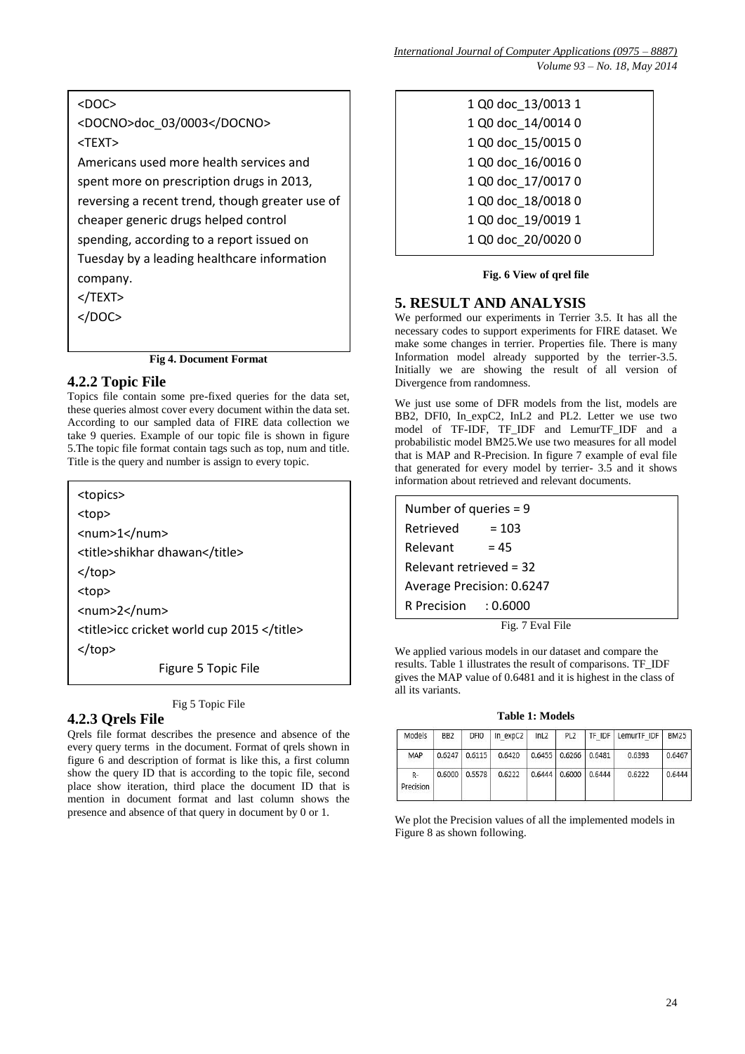```
<DOC>
<DOCNO>doc_03/0003</DOCNO>
<TEXT>
Americans used more health services and
spent more on prescription drugs in 2013,
reversing a recent trend, though greater use of
cheaper generic drugs helped control
spending, according to a report issued on
Tuesday by a leading healthcare information
company.
</TEXT>
</DOC>
```

**Fig 4. Document Format**

### 4.2.2 Topic File

Topics file contain some pre-fixed queries for the data set, these queries almost cover every document within the data set. According to our sampled data of FIRE data collection we take 9 queries. Example of our topic file is shown in figure 5.The topic file format contain tags such as top, num and title. Title is the query and number is assign to every topic.

```
<topics>
<top>
<num>1</num>
<title>shikhar dhawan</title>
</top>
<top>
<num>2</num>
<title>icc cricket world cup 2015 </title>
</top>
Figure 5 Topic File
```

Fig 5 Topic File

### 4.2.3 Qrels File

Qrels file format describes the presence and absence of the every query terms in the document. Format of qrels shown in figure 6 and description of format is like this, a first column show the query ID that is according to the topic file, second place show iteration, third place the document ID that is mention in document format and last column shows the presence and absence of that query in document by 0 or 1.

```
1 Q0 doc_13/0013 1
1 Q0 doc_14/0014 0
1 Q0 doc_15/0015 0
1 Q0 doc_16/0016 0
1 Q0 doc_17/0017 0
1 Q0 doc_18/0018 0
1 Q0 doc_19/0019 1
1 Q0 doc_20/0020 0
```

**Fig. 6 View of qrel file**

## 5. RESULT AND ANALYSIS

We performed our experiments in Terrier 3.5. It has all the necessary codes to support experiments for FIRE dataset. We make some changes in terrier. Properties file. There is many Information model already supported by the terrier-3.5. Initially we are showing the result of all version of Divergence from randomness.

We just use some of DFR models from the list, models are BB2, DFI0, In_expC2, InL2 and PL2. Letter we use two model of TF-IDF, TF_IDF and LemurTF_IDF and a probabilistic model BM25.We use two measures for all model that is MAP and R-Precision. In figure 7 example of eval file that generated for every model by terrier- 3.5 and it shows information about retrieved and relevant documents.

```
Number of queries = 9
Retrieved       = 103
Relevant        = 45
Relevant retrieved = 32
Average Precision: 0.6247
R Precision    : 0.6000
```

Fig. 7 Eval File

We applied various models in our dataset and compare the results. Table 1 illustrates the result of comparisons. TF_IDF gives the MAP value of 0.6481 and it is highest in the class of all its variants.

**Table 1: Models**

| Models | BB2 | DFI0 | In_expC2 | InL2 | PL2 | TF_IDF | LemurTF_IDF | BM25 |
|---|---|---|---|---|---|---|---|---|
| MAP | 0.6247 | 0.6115 | 0.6420 | 0.6455 | 0.6266 | 0.6481 | 0.6393 | 0.6467 |
| R-Precision | 0.6000 | 0.5578 | 0.6222 | 0.6444 | 0.6000 | 0.6444 | 0.6222 | 0.6444 |

We plot the Precision values of all the implemented models in Figure 8 as shown following.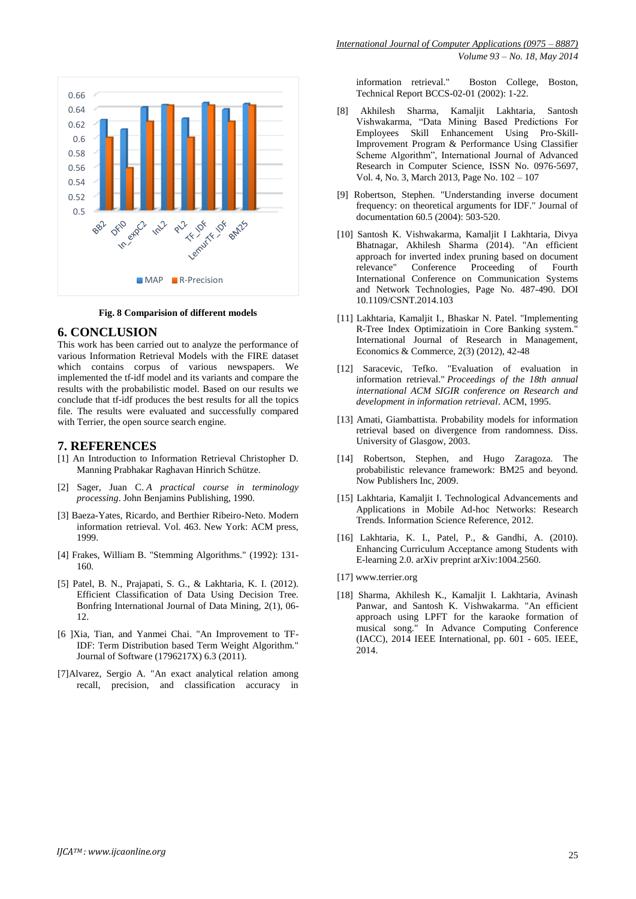0.66
0.64
0.62
0.6
0.58
0.56
0.54
0.52
0.5

BB2 DFI0 In_expC2 InL2 PL2 TF_IDF LemurTF_IDF BM25

MAP R-Precision

**Fig. 8 Comparision of different models**

## 6. CONCLUSION

This work has been carried out to analyze the performance of various Information Retrieval Models with the FIRE dataset which contains corpus of various newspapers. We implemented the tf-idf model and its variants and compare the results with the probabilistic model. Based on our results we conclude that tf-idf produces the best results for all the topics file. The results were evaluated and successfully compared with Terrier, the open source search engine.

## 7. REFERENCES

[1] An Introduction to Information Retrieval Christopher D. Manning Prabhakar Raghavan Hinrich Schütze.

[2] Sager, Juan C. *A practical course in terminology processing*. John Benjamins Publishing, 1990.

[3] Baeza-Yates, Ricardo, and Berthier Ribeiro-Neto. Modern information retrieval. Vol. 463. New York: ACM press, 1999.

[4] Frakes, William B. "Stemming Algorithms." (1992): 131-160.

[5] Patel, B. N., Prajapati, S. G., & Lakhtaria, K. I. (2012). Efficient Classification of Data Using Decision Tree. Bonfring International Journal of Data Mining, 2(1), 06-12.

[6 ]Xia, Tian, and Yanmei Chai. "An Improvement to TF-IDF: Term Distribution based Term Weight Algorithm." Journal of Software (1796217X) 6.3 (2011).

[7]Alvarez, Sergio A. "An exact analytical relation among recall, precision, and classification accuracy in information retrieval." Boston College, Boston, Technical Report BCCS-02-01 (2002): 1-22.

[8] Akhilesh Sharma, Kamaljit Lakhtaria, Santosh Vishwakarma, "Data Mining Based Predictions For Employees Skill Enhancement Using Pro-Skill-Improvement Program & Performance Using Classifier Scheme Algorithm", International Journal of Advanced Research in Computer Science, ISSN No. 0976-5697, Vol. 4, No. 3, March 2013, Page No. 102 – 107

[9] Robertson, Stephen. "Understanding inverse document frequency: on theoretical arguments for IDF." Journal of documentation 60.5 (2004): 503-520.

[10] Santosh K. Vishwakarma, Kamaljit I Lakhtaria, Divya Bhatnagar, Akhilesh Sharma (2014). "An efficient approach for inverted index pruning based on document relevance" Conference Proceeding of Fourth International Conference on Communication Systems and Network Technologies, Page No. 487-490. DOI 10.1109/CSNT.2014.103

[11] Lakhtaria, Kamaljit I., Bhaskar N. Patel. "Implementing R-Tree Index Optimizatioin in Core Banking system." International Journal of Research in Management, Economics & Commerce, 2(3) (2012), 42-48

[12] Saracevic, Tefko. "Evaluation of evaluation in information retrieval." *Proceedings of the 18th annual international ACM SIGIR conference on Research and development in information retrieval*. ACM, 1995.

[13] Amati, Giambattista. Probability models for information retrieval based on divergence from randomness. Diss. University of Glasgow, 2003.

[14] Robertson, Stephen, and Hugo Zaragoza. The probabilistic relevance framework: BM25 and beyond. Now Publishers Inc, 2009.

[15] Lakhtaria, Kamaljit I. Technological Advancements and Applications in Mobile Ad-hoc Networks: Research Trends. Information Science Reference, 2012.

[16] Lakhtaria, K. I., Patel, P., & Gandhi, A. (2010). Enhancing Curriculum Acceptance among Students with E-learning 2.0. arXiv preprint arXiv:1004.2560.

[17] www.terrier.org

[18] Sharma, Akhilesh K., Kamaljit I. Lakhtaria, Avinash Panwar, and Santosh K. Vishwakarma. "An efficient approach using LPFT for the karaoke formation of musical song." In Advance Computing Conference (IACC), 2014 IEEE International, pp. 601 - 605. IEEE, 2014.